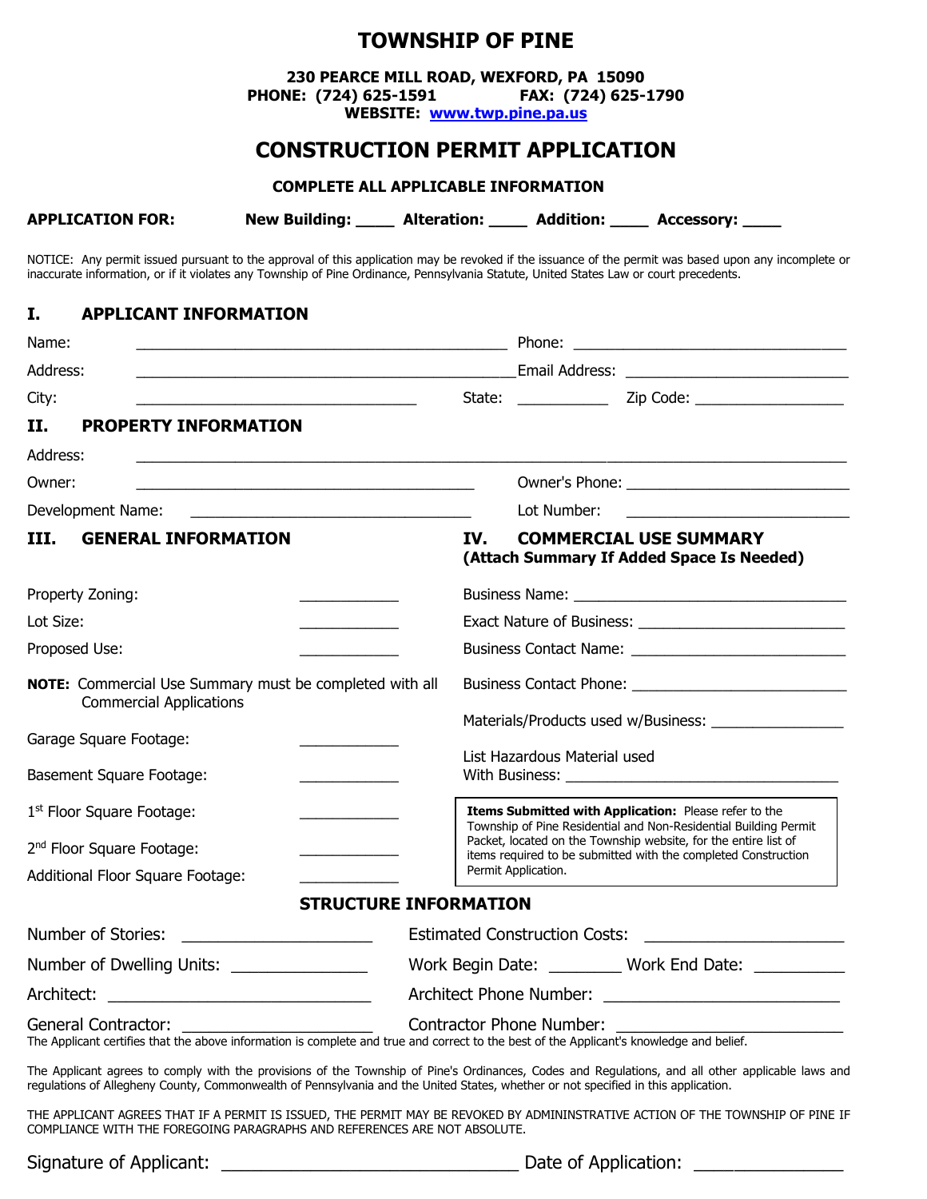# TOWNSHIP OF PINE

**230 PEARCE MILL ROAD, WEXFORD, PA 15090**
**PHONE: (724) 625-1591 FAX: (724) 625-1790**
**WEBSITE: www.twp.pine.pa.us**

## CONSTRUCTION PERMIT APPLICATION

**COMPLETE ALL APPLICABLE INFORMATION**

**APPLICATION FOR:** **New Building: ____ Alteration: ____ Addition: ____ Accessory: ____**

NOTICE: Any permit issued pursuant to the approval of this application may be revoked if the issuance of the permit was based upon any incomplete or inaccurate information, or if it violates any Township of Pine Ordinance, Pennsylvania Statute, United States Law or court precedents.

### I. APPLICANT INFORMATION

Name: ______________________________ Phone: ______________________________

Address: ______________________________ Email Address: ______________________________

City: ______________________________ State: ____________ Zip Code: ______________________

### II. PROPERTY INFORMATION

Address: ____________________________________________________________

Owner: ______________________________ Owner's Phone: ______________________________

Development Name: ______________________________ Lot Number: ______________________________

### III. GENERAL INFORMATION

Property Zoning: ____________

Lot Size: ____________

Proposed Use: ____________

**NOTE:** Commercial Use Summary must be completed with all Commercial Applications

Garage Square Footage: ____________

Basement Square Footage: ____________

1st Floor Square Footage: ____________

2nd Floor Square Footage: ____________

Additional Floor Square Footage: ____________

### IV. COMMERCIAL USE SUMMARY (Attach Summary If Added Space Is Needed)

Business Name: ______________________________

Exact Nature of Business: ______________________________

Business Contact Name: ______________________________

Business Contact Phone: ______________________________

Materials/Products used w/Business: ________________

List Hazardous Material used With Business: ______________________________

**Items Submitted with Application:** Please refer to the Township of Pine Residential and Non-Residential Building Permit Packet, located on the Township website, for the entire list of items required to be submitted with the completed Construction Permit Application.

### STRUCTURE INFORMATION

Number of Stories: ______________________ Estimated Construction Costs: ______________________

Number of Dwelling Units: _______________ Work Begin Date: ________ Work End Date: __________

Architect: ______________________________ Architect Phone Number: ______________________________

General Contractor: ______________________ Contractor Phone Number: ______________________________

The Applicant certifies that the above information is complete and true and correct to the best of the Applicant's knowledge and belief.

The Applicant agrees to comply with the provisions of the Township of Pine's Ordinances, Codes and Regulations, and all other applicable laws and regulations of Allegheny County, Commonwealth of Pennsylvania and the United States, whether or not specified in this application.

THE APPLICANT AGREES THAT IF A PERMIT IS ISSUED, THE PERMIT MAY BE REVOKED BY ADMININSTRATIVE ACTION OF THE TOWNSHIP OF PINE IF COMPLIANCE WITH THE FOREGOING PARAGRAPHS AND REFERENCES ARE NOT ABSOLUTE.

Signature of Applicant: ______________________________ Date of Application: _______________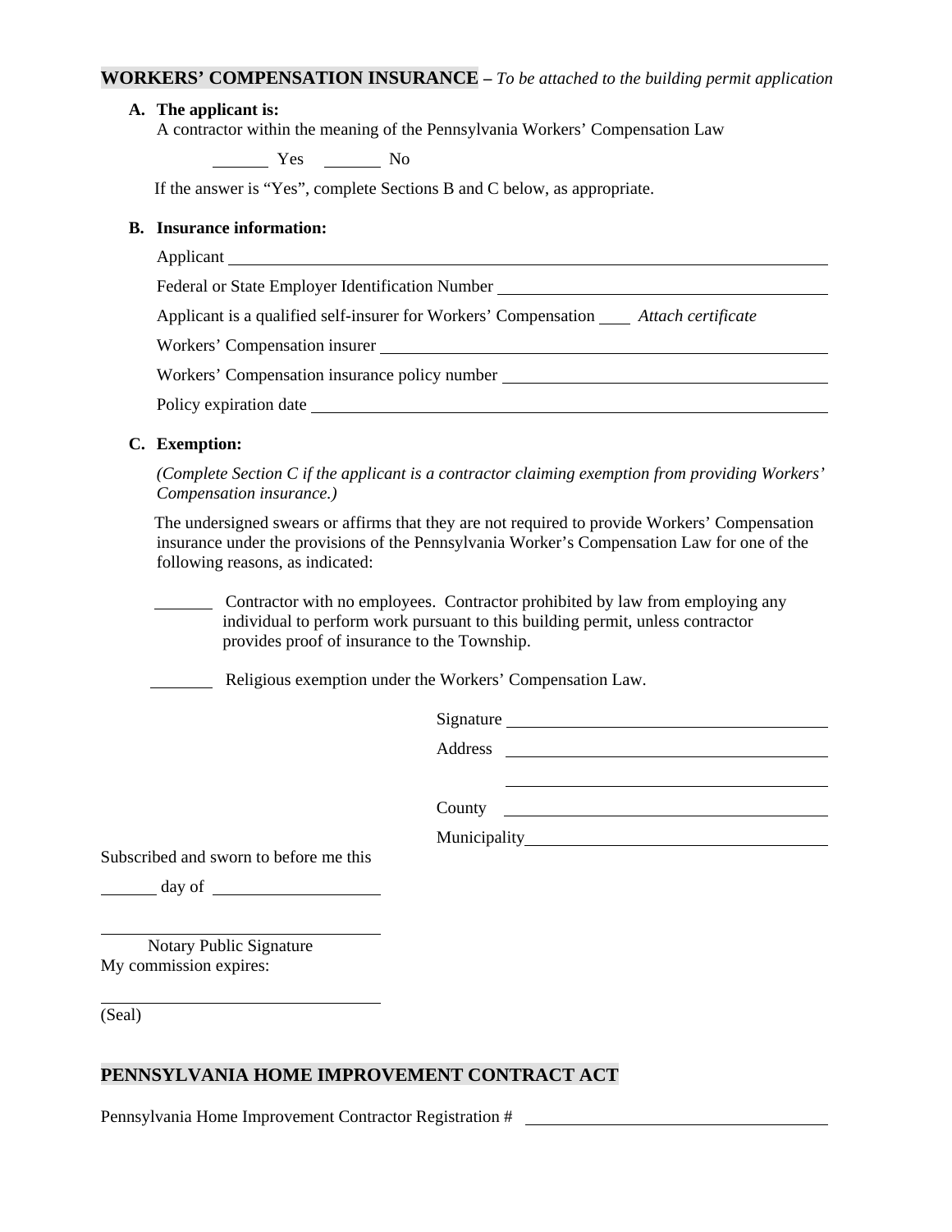**WORKERS' COMPENSATION INSURANCE** – *To be attached to the building permit application*

**A. The applicant is:**
A contractor within the meaning of the Pennsylvania Workers' Compensation Law

_______ Yes _______ No

If the answer is "Yes", complete Sections B and C below, as appropriate.

**B. Insurance information:**

Applicant ______________________________

Federal or State Employer Identification Number ______________________________

Applicant is a qualified self-insurer for Workers' Compensation ____ *Attach certificate*

Workers' Compensation insurer ______________________________

Workers' Compensation insurance policy number ______________________________

Policy expiration date ______________________________

**C. Exemption:**

*(Complete Section C if the applicant is a contractor claiming exemption from providing Workers' Compensation insurance.)*

The undersigned swears or affirms that they are not required to provide Workers' Compensation insurance under the provisions of the Pennsylvania Worker's Compensation Law for one of the following reasons, as indicated:

_______ Contractor with no employees. Contractor prohibited by law from employing any individual to perform work pursuant to this building permit, unless contractor provides proof of insurance to the Township.

_______ Religious exemption under the Workers' Compensation Law.

Signature ______________________________

Address ______________________________

______________________________

County ______________________________

Municipality ______________________________

Subscribed and sworn to before me this

_______ day of ___________________

______________________________
Notary Public Signature
My commission expires:

______________________________
(Seal)

**PENNSYLVANIA HOME IMPROVEMENT CONTRACT ACT**

Pennsylvania Home Improvement Contractor Registration # ______________________________